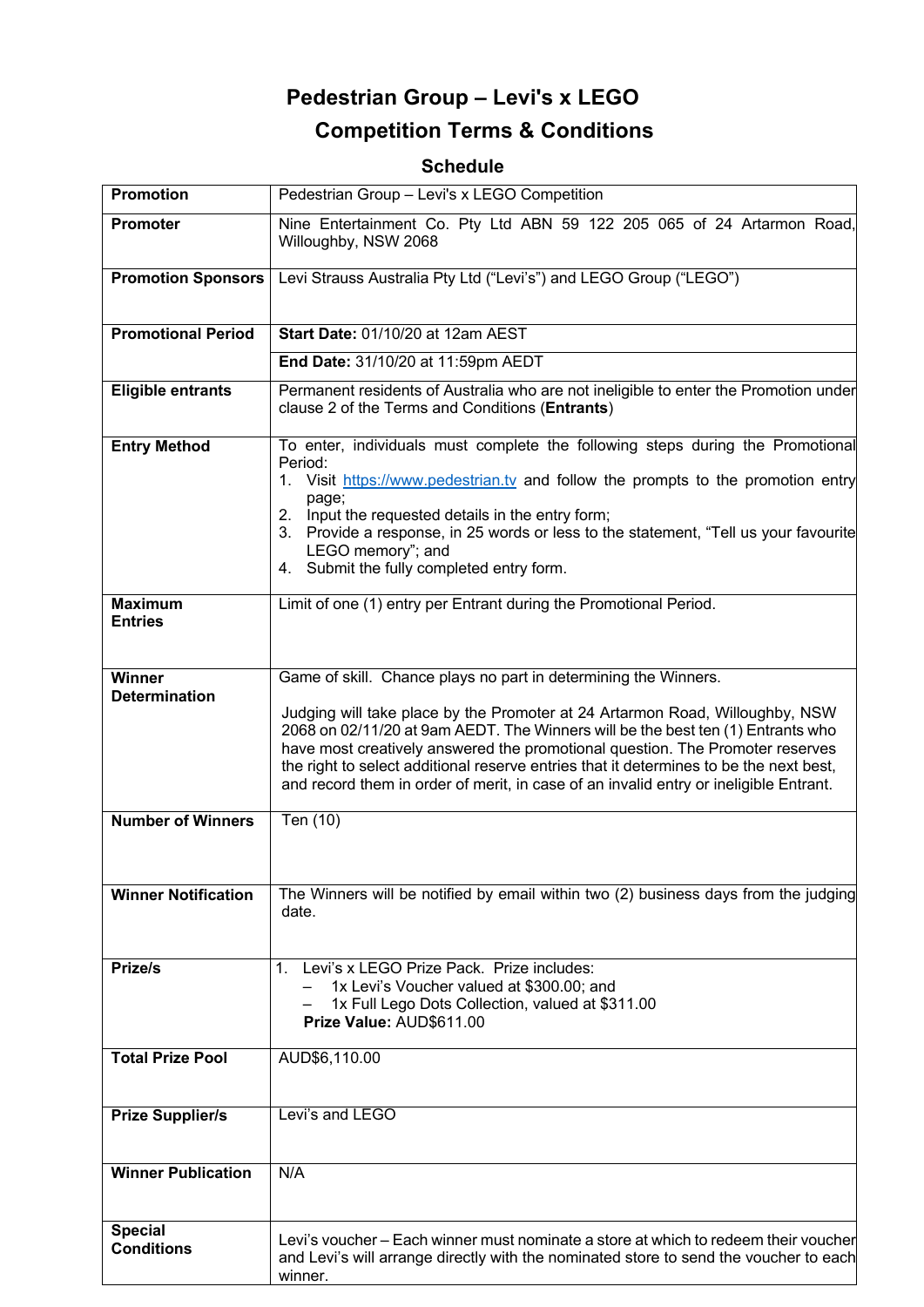# Pedestrian Group – Levi's x LEGO Competition Terms & Conditions

## Schedule

| | |
|---|---|
| **Promotion** | Pedestrian Group – Levi's x LEGO Competition |
| **Promoter** | Nine Entertainment Co. Pty Ltd ABN 59 122 205 065 of 24 Artarmon Road, Willoughby, NSW 2068 |
| **Promotion Sponsors** | Levi Strauss Australia Pty Ltd ("Levi's") and LEGO Group ("LEGO") |
| **Promotional Period** | **Start Date:** 01/10/20 at 12am AEST<br>**End Date:** 31/10/20 at 11:59pm AEDT |
| **Eligible entrants** | Permanent residents of Australia who are not ineligible to enter the Promotion under clause 2 of the Terms and Conditions (**Entrants**) |
| **Entry Method** | To enter, individuals must complete the following steps during the Promotional Period:<br>1. Visit https://www.pedestrian.tv and follow the prompts to the promotion entry page;<br>2. Input the requested details in the entry form;<br>3. Provide a response, in 25 words or less to the statement, "Tell us your favourite LEGO memory"; and<br>4. Submit the fully completed entry form. |
| **Maximum Entries** | Limit of one (1) entry per Entrant during the Promotional Period. |
| **Winner Determination** | Game of skill. Chance plays no part in determining the Winners.<br><br>Judging will take place by the Promoter at 24 Artarmon Road, Willoughby, NSW 2068 on 02/11/20 at 9am AEDT. The Winners will be the best ten (1) Entrants who have most creatively answered the promotional question. The Promoter reserves the right to select additional reserve entries that it determines to be the next best, and record them in order of merit, in case of an invalid entry or ineligible Entrant. |
| **Number of Winners** | Ten (10) |
| **Winner Notification** | The Winners will be notified by email within two (2) business days from the judging date. |
| **Prize/s** | 1. Levi's x LEGO Prize Pack. Prize includes:<br>– 1x Levi's Voucher valued at $300.00; and<br>– 1x Full Lego Dots Collection, valued at $311.00<br>**Prize Value:** AUD$611.00 |
| **Total Prize Pool** | AUD$6,110.00 |
| **Prize Supplier/s** | Levi's and LEGO |
| **Winner Publication** | N/A |
| **Special Conditions** | Levi's voucher – Each winner must nominate a store at which to redeem their voucher and Levi's will arrange directly with the nominated store to send the voucher to each winner. |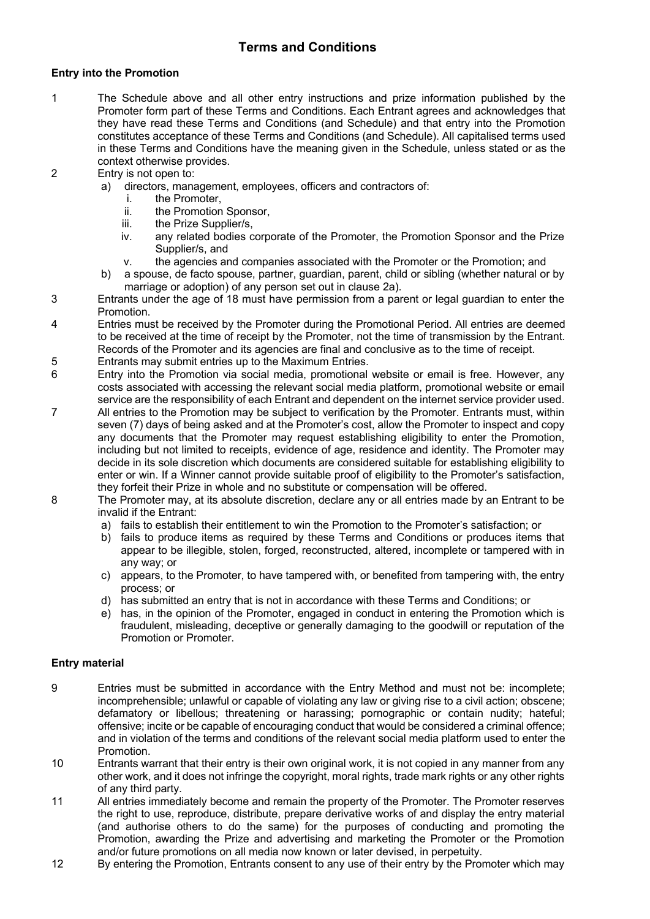# Terms and Conditions

## Entry into the Promotion

1. The Schedule above and all other entry instructions and prize information published by the Promoter form part of these Terms and Conditions. Each Entrant agrees and acknowledges that they have read these Terms and Conditions (and Schedule) and that entry into the Promotion constitutes acceptance of these Terms and Conditions (and Schedule). All capitalised terms used in these Terms and Conditions have the meaning given in the Schedule, unless stated or as the context otherwise provides.
2. Entry is not open to:
   a) directors, management, employees, officers and contractors of:
      i. the Promoter,
      ii. the Promotion Sponsor,
      iii. the Prize Supplier/s,
      iv. any related bodies corporate of the Promoter, the Promotion Sponsor and the Prize Supplier/s, and
      v. the agencies and companies associated with the Promoter or the Promotion; and
   b) a spouse, de facto spouse, partner, guardian, parent, child or sibling (whether natural or by marriage or adoption) of any person set out in clause 2a).
3. Entrants under the age of 18 must have permission from a parent or legal guardian to enter the Promotion.
4. Entries must be received by the Promoter during the Promotional Period. All entries are deemed to be received at the time of receipt by the Promoter, not the time of transmission by the Entrant. Records of the Promoter and its agencies are final and conclusive as to the time of receipt.
5. Entrants may submit entries up to the Maximum Entries.
6. Entry into the Promotion via social media, promotional website or email is free. However, any costs associated with accessing the relevant social media platform, promotional website or email service are the responsibility of each Entrant and dependent on the internet service provider used.
7. All entries to the Promotion may be subject to verification by the Promoter. Entrants must, within seven (7) days of being asked and at the Promoter's cost, allow the Promoter to inspect and copy any documents that the Promoter may request establishing eligibility to enter the Promotion, including but not limited to receipts, evidence of age, residence and identity. The Promoter may decide in its sole discretion which documents are considered suitable for establishing eligibility to enter or win. If a Winner cannot provide suitable proof of eligibility to the Promoter's satisfaction, they forfeit their Prize in whole and no substitute or compensation will be offered.
8. The Promoter may, at its absolute discretion, declare any or all entries made by an Entrant to be invalid if the Entrant:
   a) fails to establish their entitlement to win the Promotion to the Promoter's satisfaction; or
   b) fails to produce items as required by these Terms and Conditions or produces items that appear to be illegible, stolen, forged, reconstructed, altered, incomplete or tampered with in any way; or
   c) appears, to the Promoter, to have tampered with, or benefited from tampering with, the entry process; or
   d) has submitted an entry that is not in accordance with these Terms and Conditions; or
   e) has, in the opinion of the Promoter, engaged in conduct in entering the Promotion which is fraudulent, misleading, deceptive or generally damaging to the goodwill or reputation of the Promotion or Promoter.

## Entry material

9. Entries must be submitted in accordance with the Entry Method and must not be: incomplete; incomprehensible; unlawful or capable of violating any law or giving rise to a civil action; obscene; defamatory or libellous; threatening or harassing; pornographic or contain nudity; hateful; offensive; incite or be capable of encouraging conduct that would be considered a criminal offence; and in violation of the terms and conditions of the relevant social media platform used to enter the Promotion.
10. Entrants warrant that their entry is their own original work, it is not copied in any manner from any other work, and it does not infringe the copyright, moral rights, trade mark rights or any other rights of any third party.
11. All entries immediately become and remain the property of the Promoter. The Promoter reserves the right to use, reproduce, distribute, prepare derivative works of and display the entry material (and authorise others to do the same) for the purposes of conducting and promoting the Promotion, awarding the Prize and advertising and marketing the Promoter or the Promotion and/or future promotions on all media now known or later devised, in perpetuity.
12. By entering the Promotion, Entrants consent to any use of their entry by the Promoter which may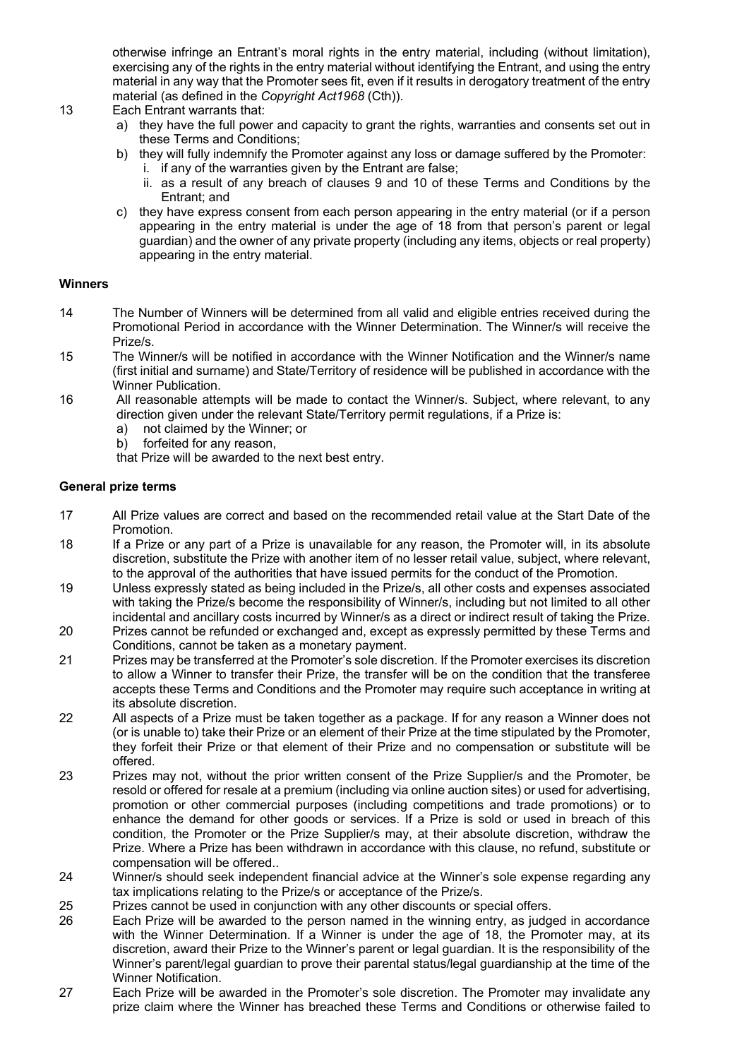otherwise infringe an Entrant's moral rights in the entry material, including (without limitation), exercising any of the rights in the entry material without identifying the Entrant, and using the entry material in any way that the Promoter sees fit, even if it results in derogatory treatment of the entry material (as defined in the *Copyright Act1968* (Cth)).

13 Each Entrant warrants that:

a) they have the full power and capacity to grant the rights, warranties and consents set out in these Terms and Conditions;

b) they will fully indemnify the Promoter against any loss or damage suffered by the Promoter:

i. if any of the warranties given by the Entrant are false;

ii. as a result of any breach of clauses 9 and 10 of these Terms and Conditions by the Entrant; and

c) they have express consent from each person appearing in the entry material (or if a person appearing in the entry material is under the age of 18 from that person's parent or legal guardian) and the owner of any private property (including any items, objects or real property) appearing in the entry material.

**Winners**

14 The Number of Winners will be determined from all valid and eligible entries received during the Promotional Period in accordance with the Winner Determination. The Winner/s will receive the Prize/s.

15 The Winner/s will be notified in accordance with the Winner Notification and the Winner/s name (first initial and surname) and State/Territory of residence will be published in accordance with the Winner Publication.

16 All reasonable attempts will be made to contact the Winner/s. Subject, where relevant, to any direction given under the relevant State/Territory permit regulations, if a Prize is:

a) not claimed by the Winner; or

b) forfeited for any reason,

that Prize will be awarded to the next best entry.

**General prize terms**

17 All Prize values are correct and based on the recommended retail value at the Start Date of the Promotion.

18 If a Prize or any part of a Prize is unavailable for any reason, the Promoter will, in its absolute discretion, substitute the Prize with another item of no lesser retail value, subject, where relevant, to the approval of the authorities that have issued permits for the conduct of the Promotion.

19 Unless expressly stated as being included in the Prize/s, all other costs and expenses associated with taking the Prize/s become the responsibility of Winner/s, including but not limited to all other incidental and ancillary costs incurred by Winner/s as a direct or indirect result of taking the Prize.

20 Prizes cannot be refunded or exchanged and, except as expressly permitted by these Terms and Conditions, cannot be taken as a monetary payment.

21 Prizes may be transferred at the Promoter's sole discretion. If the Promoter exercises its discretion to allow a Winner to transfer their Prize, the transfer will be on the condition that the transferee accepts these Terms and Conditions and the Promoter may require such acceptance in writing at its absolute discretion.

22 All aspects of a Prize must be taken together as a package. If for any reason a Winner does not (or is unable to) take their Prize or an element of their Prize at the time stipulated by the Promoter, they forfeit their Prize or that element of their Prize and no compensation or substitute will be offered.

23 Prizes may not, without the prior written consent of the Prize Supplier/s and the Promoter, be resold or offered for resale at a premium (including via online auction sites) or used for advertising, promotion or other commercial purposes (including competitions and trade promotions) or to enhance the demand for other goods or services. If a Prize is sold or used in breach of this condition, the Promoter or the Prize Supplier/s may, at their absolute discretion, withdraw the Prize. Where a Prize has been withdrawn in accordance with this clause, no refund, substitute or compensation will be offered..

24 Winner/s should seek independent financial advice at the Winner's sole expense regarding any tax implications relating to the Prize/s or acceptance of the Prize/s.

25 Prizes cannot be used in conjunction with any other discounts or special offers.

26 Each Prize will be awarded to the person named in the winning entry, as judged in accordance with the Winner Determination. If a Winner is under the age of 18, the Promoter may, at its discretion, award their Prize to the Winner's parent or legal guardian. It is the responsibility of the Winner's parent/legal guardian to prove their parental status/legal guardianship at the time of the Winner Notification.

27 Each Prize will be awarded in the Promoter's sole discretion. The Promoter may invalidate any prize claim where the Winner has breached these Terms and Conditions or otherwise failed to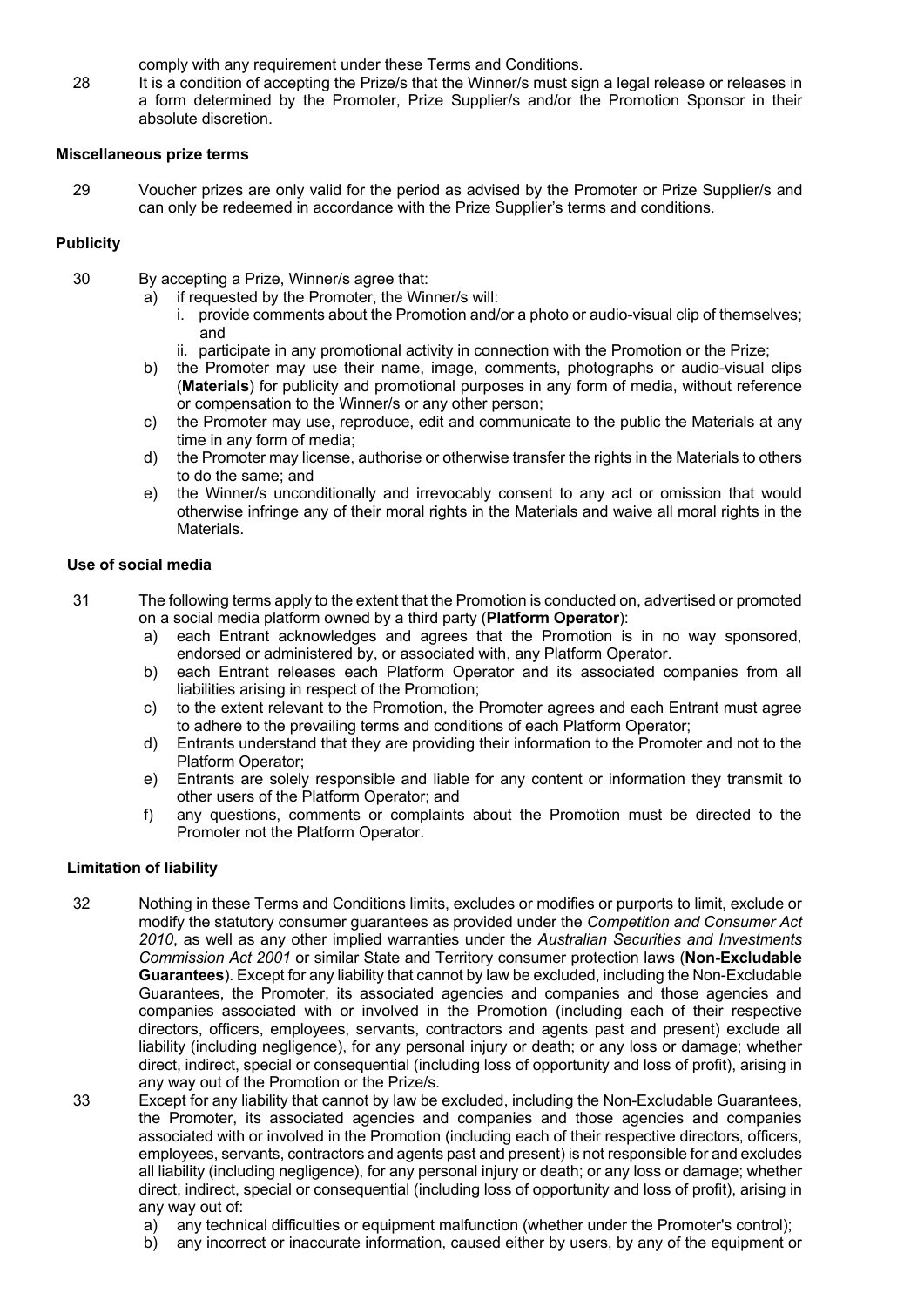comply with any requirement under these Terms and Conditions.

28 It is a condition of accepting the Prize/s that the Winner/s must sign a legal release or releases in a form determined by the Promoter, Prize Supplier/s and/or the Promotion Sponsor in their absolute discretion.

**Miscellaneous prize terms**

29 Voucher prizes are only valid for the period as advised by the Promoter or Prize Supplier/s and can only be redeemed in accordance with the Prize Supplier's terms and conditions.

**Publicity**

30 By accepting a Prize, Winner/s agree that:

a) if requested by the Promoter, the Winner/s will:
   i. provide comments about the Promotion and/or a photo or audio-visual clip of themselves; and
   ii. participate in any promotional activity in connection with the Promotion or the Prize;
b) the Promoter may use their name, image, comments, photographs or audio-visual clips (**Materials**) for publicity and promotional purposes in any form of media, without reference or compensation to the Winner/s or any other person;
c) the Promoter may use, reproduce, edit and communicate to the public the Materials at any time in any form of media;
d) the Promoter may license, authorise or otherwise transfer the rights in the Materials to others to do the same; and
e) the Winner/s unconditionally and irrevocably consent to any act or omission that would otherwise infringe any of their moral rights in the Materials and waive all moral rights in the Materials.

**Use of social media**

31 The following terms apply to the extent that the Promotion is conducted on, advertised or promoted on a social media platform owned by a third party (**Platform Operator**):

a) each Entrant acknowledges and agrees that the Promotion is in no way sponsored, endorsed or administered by, or associated with, any Platform Operator.
b) each Entrant releases each Platform Operator and its associated companies from all liabilities arising in respect of the Promotion;
c) to the extent relevant to the Promotion, the Promoter agrees and each Entrant must agree to adhere to the prevailing terms and conditions of each Platform Operator;
d) Entrants understand that they are providing their information to the Promoter and not to the Platform Operator;
e) Entrants are solely responsible and liable for any content or information they transmit to other users of the Platform Operator; and
f) any questions, comments or complaints about the Promotion must be directed to the Promoter not the Platform Operator.

**Limitation of liability**

32 Nothing in these Terms and Conditions limits, excludes or modifies or purports to limit, exclude or modify the statutory consumer guarantees as provided under the *Competition and Consumer Act 2010*, as well as any other implied warranties under the *Australian Securities and Investments Commission Act 2001* or similar State and Territory consumer protection laws (**Non-Excludable Guarantees**). Except for any liability that cannot by law be excluded, including the Non-Excludable Guarantees, the Promoter, its associated agencies and companies and those agencies and companies associated with or involved in the Promotion (including each of their respective directors, officers, employees, servants, contractors and agents past and present) exclude all liability (including negligence), for any personal injury or death; or any loss or damage; whether direct, indirect, special or consequential (including loss of opportunity and loss of profit), arising in any way out of the Promotion or the Prize/s.

33 Except for any liability that cannot by law be excluded, including the Non-Excludable Guarantees, the Promoter, its associated agencies and companies and those agencies and companies associated with or involved in the Promotion (including each of their respective directors, officers, employees, servants, contractors and agents past and present) is not responsible for and excludes all liability (including negligence), for any personal injury or death; or any loss or damage; whether direct, indirect, special or consequential (including loss of opportunity and loss of profit), arising in any way out of:

a) any technical difficulties or equipment malfunction (whether under the Promoter's control);
b) any incorrect or inaccurate information, caused either by users, by any of the equipment or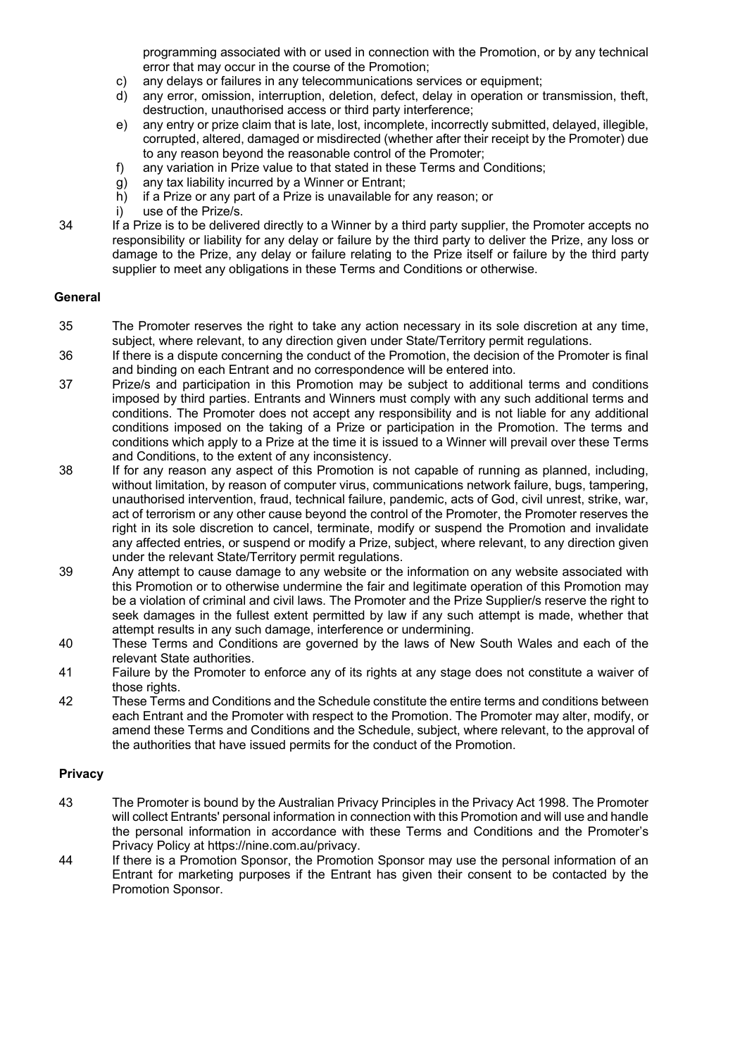programming associated with or used in connection with the Promotion, or by any technical error that may occur in the course of the Promotion;

c) any delays or failures in any telecommunications services or equipment;
d) any error, omission, interruption, deletion, defect, delay in operation or transmission, theft, destruction, unauthorised access or third party interference;
e) any entry or prize claim that is late, lost, incomplete, incorrectly submitted, delayed, illegible, corrupted, altered, damaged or misdirected (whether after their receipt by the Promoter) due to any reason beyond the reasonable control of the Promoter;
f) any variation in Prize value to that stated in these Terms and Conditions;
g) any tax liability incurred by a Winner or Entrant;
h) if a Prize or any part of a Prize is unavailable for any reason; or
i) use of the Prize/s.

34 If a Prize is to be delivered directly to a Winner by a third party supplier, the Promoter accepts no responsibility or liability for any delay or failure by the third party to deliver the Prize, any loss or damage to the Prize, any delay or failure relating to the Prize itself or failure by the third party supplier to meet any obligations in these Terms and Conditions or otherwise.

**General**

35 The Promoter reserves the right to take any action necessary in its sole discretion at any time, subject, where relevant, to any direction given under State/Territory permit regulations.

36 If there is a dispute concerning the conduct of the Promotion, the decision of the Promoter is final and binding on each Entrant and no correspondence will be entered into.

37 Prize/s and participation in this Promotion may be subject to additional terms and conditions imposed by third parties. Entrants and Winners must comply with any such additional terms and conditions. The Promoter does not accept any responsibility and is not liable for any additional conditions imposed on the taking of a Prize or participation in the Promotion. The terms and conditions which apply to a Prize at the time it is issued to a Winner will prevail over these Terms and Conditions, to the extent of any inconsistency.

38 If for any reason any aspect of this Promotion is not capable of running as planned, including, without limitation, by reason of computer virus, communications network failure, bugs, tampering, unauthorised intervention, fraud, technical failure, pandemic, acts of God, civil unrest, strike, war, act of terrorism or any other cause beyond the control of the Promoter, the Promoter reserves the right in its sole discretion to cancel, terminate, modify or suspend the Promotion and invalidate any affected entries, or suspend or modify a Prize, subject, where relevant, to any direction given under the relevant State/Territory permit regulations.

39 Any attempt to cause damage to any website or the information on any website associated with this Promotion or to otherwise undermine the fair and legitimate operation of this Promotion may be a violation of criminal and civil laws. The Promoter and the Prize Supplier/s reserve the right to seek damages in the fullest extent permitted by law if any such attempt is made, whether that attempt results in any such damage, interference or undermining.

40 These Terms and Conditions are governed by the laws of New South Wales and each of the relevant State authorities.

41 Failure by the Promoter to enforce any of its rights at any stage does not constitute a waiver of those rights.

42 These Terms and Conditions and the Schedule constitute the entire terms and conditions between each Entrant and the Promoter with respect to the Promotion. The Promoter may alter, modify, or amend these Terms and Conditions and the Schedule, subject, where relevant, to the approval of the authorities that have issued permits for the conduct of the Promotion.

**Privacy**

43 The Promoter is bound by the Australian Privacy Principles in the Privacy Act 1998. The Promoter will collect Entrants' personal information in connection with this Promotion and will use and handle the personal information in accordance with these Terms and Conditions and the Promoter's Privacy Policy at https://nine.com.au/privacy.

44 If there is a Promotion Sponsor, the Promotion Sponsor may use the personal information of an Entrant for marketing purposes if the Entrant has given their consent to be contacted by the Promotion Sponsor.